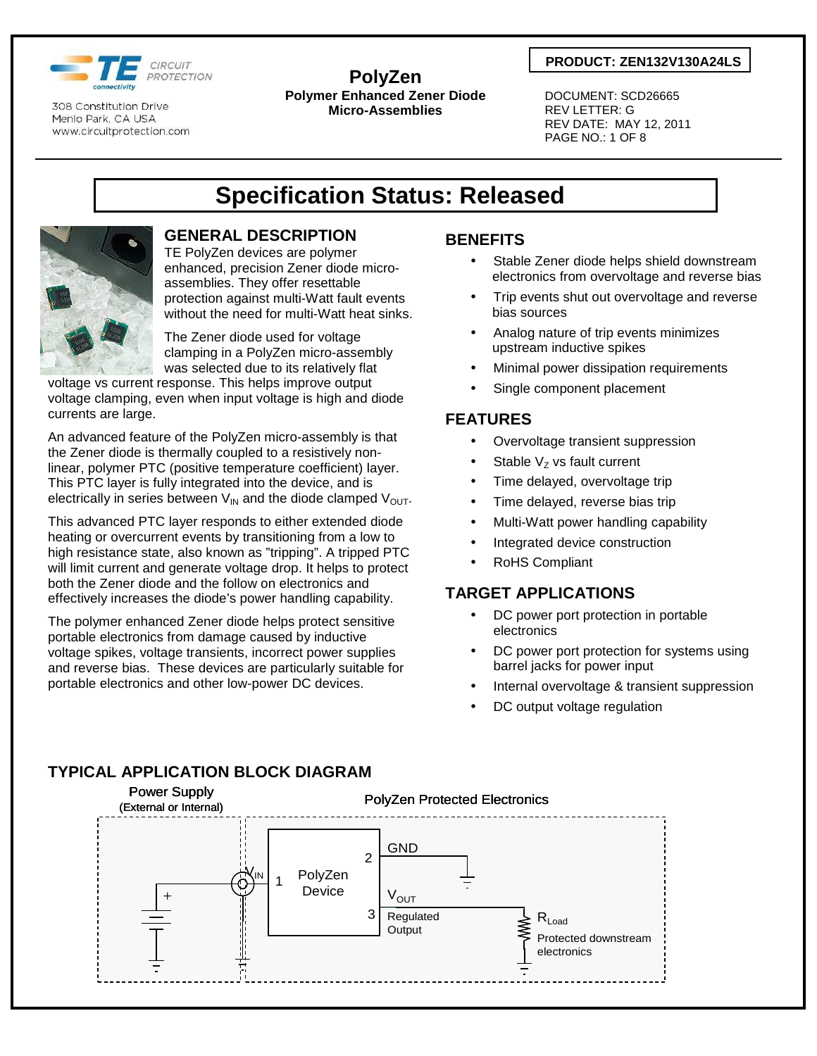308 Constitution Drive
Menlo Park, CA USA
www.circuitprotection.com

# PolyZen

**Polymer Enhanced Zener Diode Micro-Assemblies**

**PRODUCT: ZEN132V130A24LS**

DOCUMENT: SCD26665
REV LETTER: G
REV DATE: MAY 12, 2011

# Specification Status: Released

## GENERAL DESCRIPTION

TE PolyZen devices are polymer enhanced, precision Zener diode micro-assemblies. They offer resettable protection against multi-Watt fault events without the need for multi-Watt heat sinks.

The Zener diode used for voltage clamping in a PolyZen micro-assembly was selected due to its relatively flat voltage vs current response. This helps improve output voltage clamping, even when input voltage is high and diode currents are large.

An advanced feature of the PolyZen micro-assembly is that the Zener diode is thermally coupled to a resistively non-linear, polymer PTC (positive temperature coefficient) layer. This PTC layer is fully integrated into the device, and is electrically in series between $V_{IN}$ and the diode clamped $V_{OUT}$.

This advanced PTC layer responds to either extended diode heating or overcurrent events by transitioning from a low to high resistance state, also known as "tripping". A tripped PTC will limit current and generate voltage drop. It helps to protect both the Zener diode and the follow on electronics and effectively increases the diode's power handling capability.

The polymer enhanced Zener diode helps protect sensitive portable electronics from damage caused by inductive voltage spikes, voltage transients, incorrect power supplies and reverse bias. These devices are particularly suitable for portable electronics and other low-power DC devices.

## BENEFITS

- Stable Zener diode helps shield downstream electronics from overvoltage and reverse bias
- Trip events shut out overvoltage and reverse bias sources
- Analog nature of trip events minimizes upstream inductive spikes
- Minimal power dissipation requirements
- Single component placement

## FEATURES

- Overvoltage transient suppression
- Stable $V_Z$ vs fault current
- Time delayed, overvoltage trip
- Time delayed, reverse bias trip
- Multi-Watt power handling capability
- Integrated device construction
- RoHS Compliant

## TARGET APPLICATIONS

- DC power port protection in portable electronics
- DC power port protection for systems using barrel jacks for power input
- Internal overvoltage & transient suppression
- DC output voltage regulation

## TYPICAL APPLICATION BLOCK DIAGRAM

Power Supply (External or Internal) — PolyZen Protected Electronics

$V_{IN}$ — 1 PolyZen Device — 2 GND; 3 $V_{OUT}$ Regulated Output — $R_{Load}$ Protected downstream electronics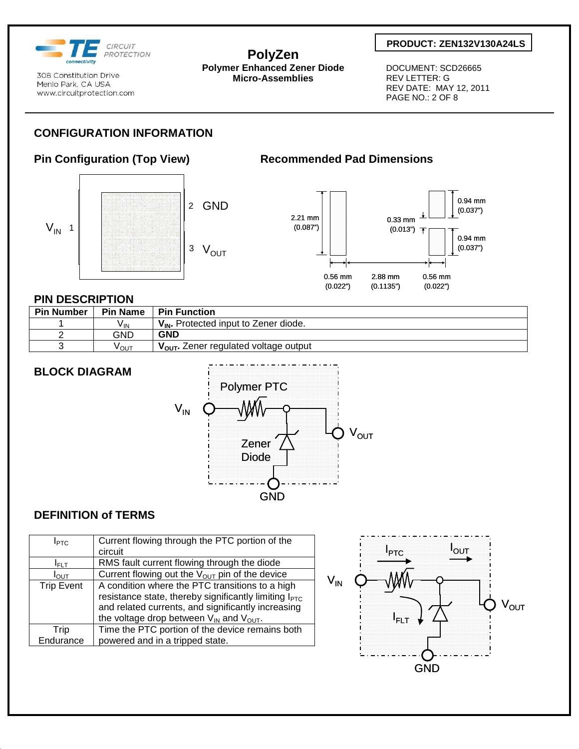## CONFIGURATION INFORMATION

### Pin Configuration (Top View)

$V_{IN}$ 1

2 GND

3 $V_{OUT}$

### Recommended Pad Dimensions

2.21 mm (0.087")

0.33 mm (0.013")

0.94 mm (0.037")

0.94 mm (0.037")

0.56 mm (0.022") 2.88 mm (0.1135") 0.56 mm (0.022")

### PIN DESCRIPTION

| Pin Number | Pin Name | Pin Function |
|---|---|---|
| 1 | $V_{IN}$ | **$V_{IN}$.** Protected input to Zener diode. |
| 2 | GND | **GND** |
| 3 | $V_{OUT}$ | **$V_{OUT}$.** Zener regulated voltage output |

### BLOCK DIAGRAM

Polymer PTC

$V_{IN}$

$V_{OUT}$

Zener Diode

GND

### DEFINITION of TERMS

| | |
|---|---|
| $I_{PTC}$ | Current flowing through the PTC portion of the circuit |
| $I_{FLT}$ | RMS fault current flowing through the diode |
| $I_{OUT}$ | Current flowing out the $V_{OUT}$ pin of the device |
| Trip Event | A condition where the PTC transitions to a high resistance state, thereby significantly limiting $I_{PTC}$ and related currents, and significantly increasing the voltage drop between $V_{IN}$ and $V_{OUT}$. |
| Trip Endurance | Time the PTC portion of the device remains both powered and in a tripped state. |

$I_{PTC}$ $I_{OUT}$

$V_{IN}$ $V_{OUT}$

$I_{FLT}$

GND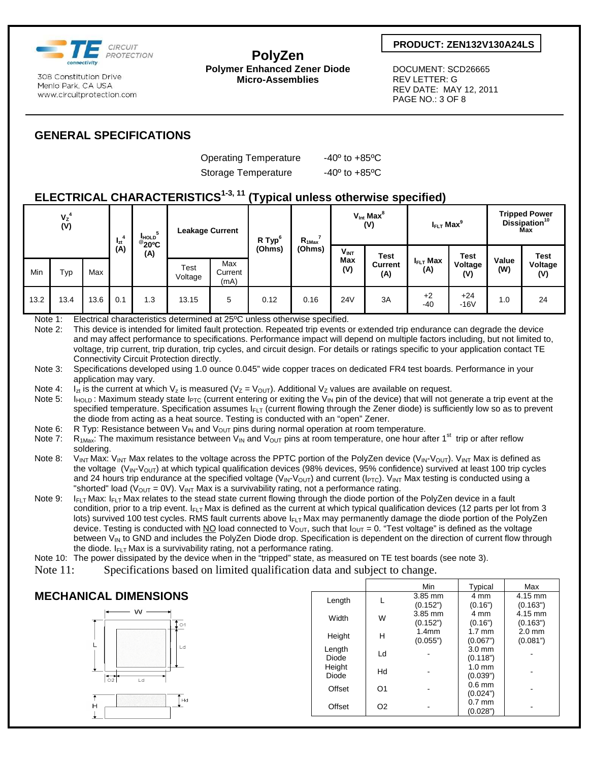PolyZen

**Polymer Enhanced Zener Diode**
**Micro-Assemblies**

**PRODUCT: ZEN132V130A24LS**

DOCUMENT: SCD26665
REV LETTER: G
REV DATE: MAY 12, 2011

308 Constitution Drive
Menlo Park, CA USA
www.circuitprotection.com

## GENERAL SPECIFICATIONS

| | |
|---|---|
| Operating Temperature | -40º to +85ºC |
| Storage Temperature | -40º to +85ºC |

## ELECTRICAL CHARACTERISTICS[1-3, 11] (Typical unless otherwise specified)

| $V_Z$[4] (V) | | | $I_{zt}$[4] (A) | $I_{HOLD}$[5] @20ºC (A) | Leakage Current | | R Typ[6] (Ohms) | $R_{1Max}$[7] (Ohms) | $V_{Int}$ Max[8] (V) | | $I_{FLT}$ Max[9] | | Tripped Power Dissipation[10] Max | |
|---|---|---|---|---|---|---|---|---|---|---|---|---|---|---|
| Min | Typ | Max | | | Test Voltage | Max Current (mA) | | | $V_{INT}$ Max (V) | Test Current (A) | $I_{FLT}$ Max (A) | Test Voltage (V) | Value (W) | Test Voltage (V) |
| 13.2 | 13.4 | 13.6 | 0.1 | 1.3 | 13.15 | 5 | 0.12 | 0.16 | 24V | 3A | +2 -40 | +24 -16V | 1.0 | 24 |

Note 1: Electrical characteristics determined at 25ºC unless otherwise specified.

Note 2: This device is intended for limited fault protection. Repeated trip events or extended trip endurance can degrade the device and may affect performance to specifications. Performance impact will depend on multiple factors including, but not limited to, voltage, trip current, trip duration, trip cycles, and circuit design. For details or ratings specific to your application contact TE Connectivity Circuit Protection directly.

Note 3: Specifications developed using 1.0 ounce 0.045" wide copper traces on dedicated FR4 test boards. Performance in your application may vary.

Note 4: $I_{zt}$ is the current at which $V_z$ is measured ($V_Z = V_{OUT}$). Additional $V_Z$ values are available on request.

Note 5: $I_{HOLD}$ : Maximum steady state $I_{PTC}$ (current entering or exiting the $V_{IN}$ pin of the device) that will not generate a trip event at the specified temperature. Specification assumes $I_{FLT}$ (current flowing through the Zener diode) is sufficiently low so as to prevent the diode from acting as a heat source. Testing is conducted with an "open" Zener.

Note 6: R Typ: Resistance between $V_{IN}$ and $V_{OUT}$ pins during normal operation at room temperature.

Note 7: $R_{1Max}$: The maximum resistance between $V_{IN}$ and $V_{OUT}$ pins at room temperature, one hour after 1st trip or after reflow soldering.

Note 8: $V_{INT}$ Max: $V_{INT}$ Max relates to the voltage across the PPTC portion of the PolyZen device ($V_{IN}$-$V_{OUT}$). $V_{INT}$ Max is defined as the voltage ($V_{IN}$-$V_{OUT}$) at which typical qualification devices (98% devices, 95% confidence) survived at least 100 trip cycles and 24 hours trip endurance at the specified voltage ($V_{IN}$-$V_{OUT}$) and current ($I_{PTC}$). $V_{INT}$ Max testing is conducted using a "shorted" load ($V_{OUT}$ = 0V). $V_{INT}$ Max is a survivability rating, not a performance rating.

Note 9: $I_{FLT}$ Max: $I_{FLT}$ Max relates to the stead state current flowing through the diode portion of the PolyZen device in a fault condition, prior to a trip event. $I_{FLT}$ Max is defined as the current at which typical qualification devices (12 parts per lot from 3 lots) survived 100 test cycles. RMS fault currents above $I_{FLT}$ Max may permanently damage the diode portion of the PolyZen device. Testing is conducted with NO load connected to $V_{OUT}$, such that $I_{OUT}$ = 0. "Test voltage" is defined as the voltage between $V_{IN}$ to GND and includes the PolyZen Diode drop. Specification is dependent on the direction of current flow through the diode. $I_{FLT}$ Max is a survivability rating, not a performance rating.

Note 10: The power dissipated by the device when in the "tripped" state, as measured on TE test boards (see note 3).

Note 11: Specifications based on limited qualification data and subject to change.

## MECHANICAL DIMENSIONS

| | | Min | Typical | Max |
|---|---|---|---|---|
| Length | L | 3.85 mm (0.152") | 4 mm (0.16") | 4.15 mm (0.163") |
| Width | W | 3.85 mm (0.152") | 4 mm (0.16") | 4.15 mm (0.163") |
| Height | H | 1.4mm (0.055") | 1.7 mm (0.067") | 2.0 mm (0.081") |
| Length Diode | Ld | - | 3.0 mm (0.118") | - |
| Height Diode | Hd | - | 1.0 mm (0.039") | - |
| Offset | O1 | - | 0.6 mm (0.024") | - |
| Offset | O2 | - | 0.7 mm (0.028") | - |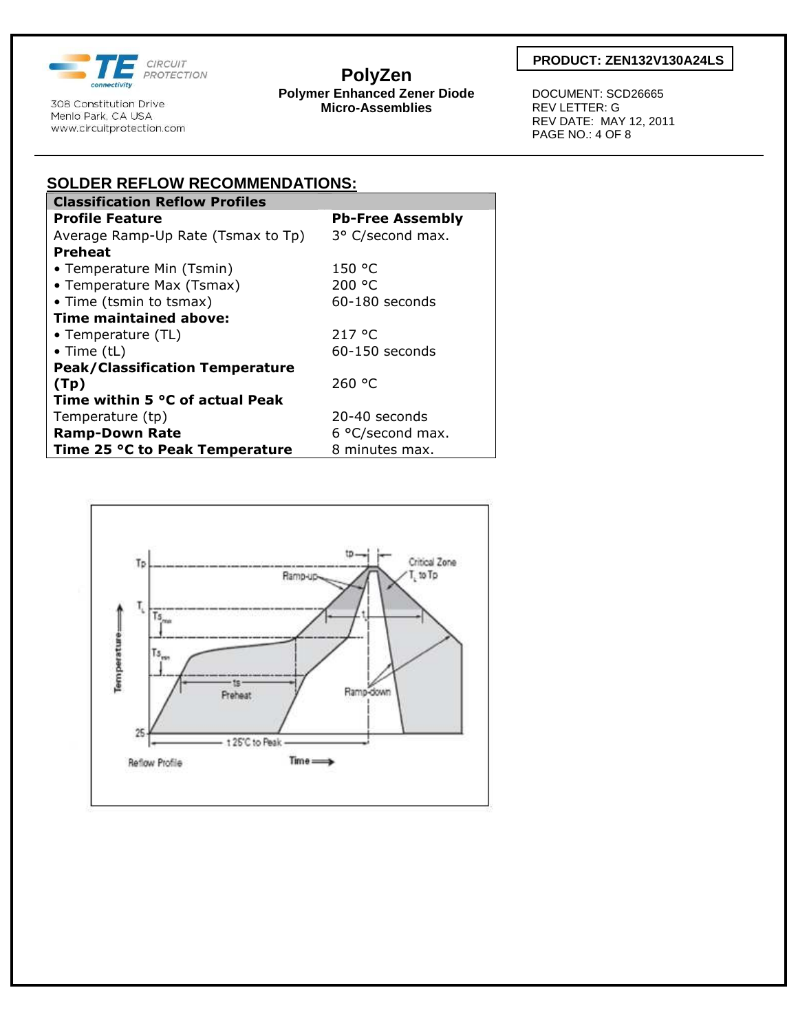## SOLDER REFLOW RECOMMENDATIONS:

| Classification Reflow Profiles | |
|---|---|
| **Profile Feature** | **Pb-Free Assembly** |
| Average Ramp-Up Rate (Tsmax to Tp) | 3° C/second max. |
| **Preheat** | |
| • Temperature Min (Tsmin) | 150 °C |
| • Temperature Max (Tsmax) | 200 °C |
| • Time (tsmin to tsmax) | 60-180 seconds |
| **Time maintained above:** | |
| • Temperature (TL) | 217 °C |
| • Time (tL) | 60-150 seconds |
| **Peak/Classification Temperature (Tp)** | 260 °C |
| **Time within 5 °C of actual Peak** Temperature (tp) | 20-40 seconds |
| **Ramp-Down Rate** | 6 °C/second max. |
| **Time 25 °C to Peak Temperature** | 8 minutes max. |

Reflow Profile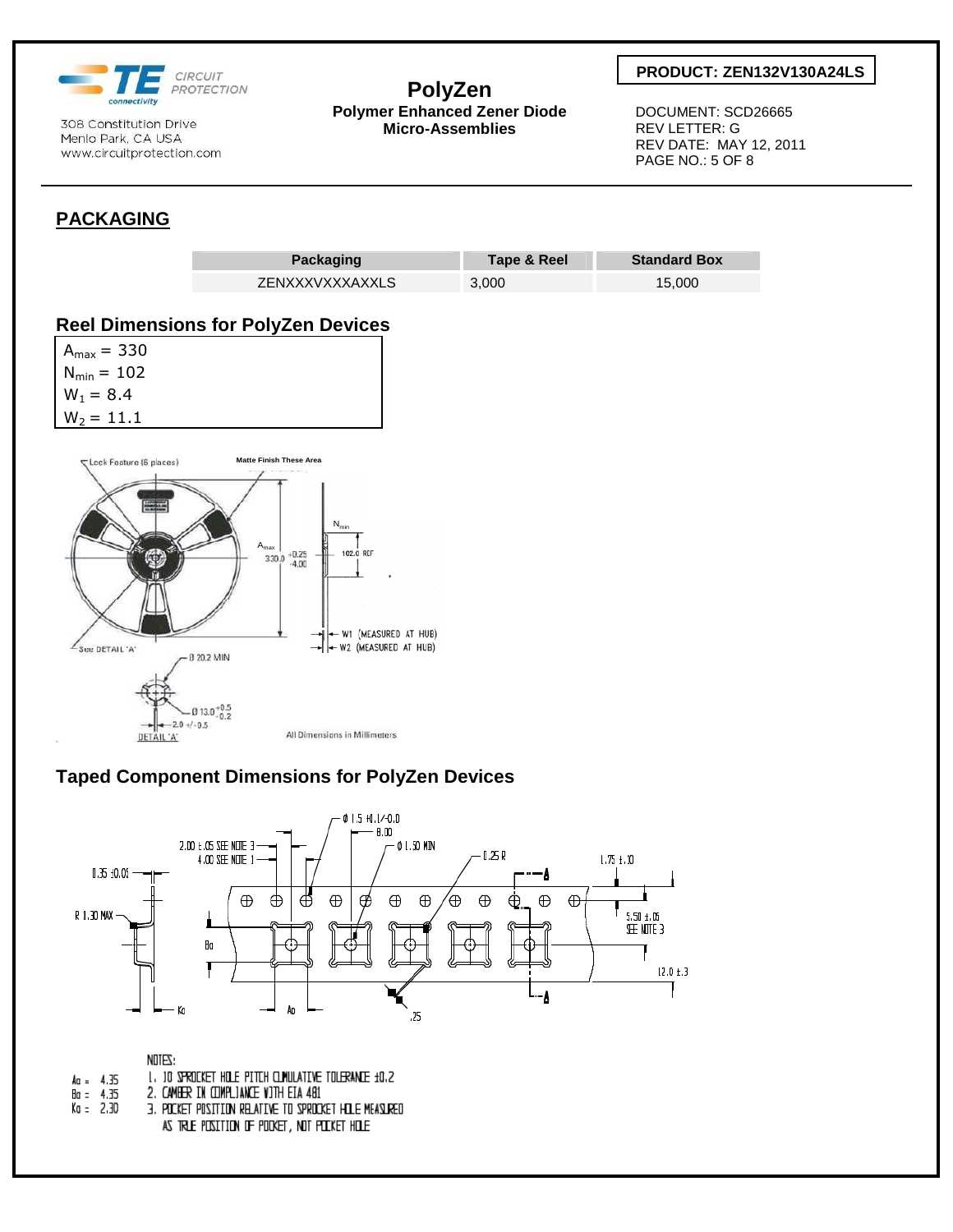## PACKAGING

| Packaging | Tape & Reel | Standard Box |
|---|---|---|
| ZENXXXVXXXAXXLS | 3,000 | 15,000 |

### Reel Dimensions for PolyZen Devices

$A_{max}$ = 330
$N_{min}$ = 102
$W_1$ = 8.4
$W_2$ = 11.1

Lock Feature (6 places)

Matte Finish These Area

$A_{max}$ 330.0 +0.25 / -4.00

$N_{min}$ 102.0 REF

W1 (MEASURED AT HUB)

W2 (MEASURED AT HUB)

See DETAIL 'A'

Ø 20.2 MIN

Ø 13.0 +0.5 / -0.2

2.0 +/- 0.5

DETAIL 'A'

All Dimensions in Millimeters

### Taped Component Dimensions for PolyZen Devices

Ø 1.5 +0.1/-0.0

8.00

2.00 ±.05 SEE NOTE 3

4.00 SEE NOTE 1

Ø 1.50 MIN

0.25 R

0.35 ±0.05

1.75 ±.10

R 1.30 MAX

5.50 ±.05 SEE NOTE 3

Bo

12.0 ±.3

Ko

Ao

.25

A

A

Ao = 4.35
Bo = 4.35
Ko = 2.30

NOTES:

1. 10 SPROCKET HOLE PITCH CUMULATIVE TOLERANCE ±0.2
2. CAMBER IN COMPLIANCE WITH EIA 481
3. POCKET POSITION RELATIVE TO SPROCKET HOLE MEASURED AS TRUE POSITION OF POCKET, NOT POCKET HOLE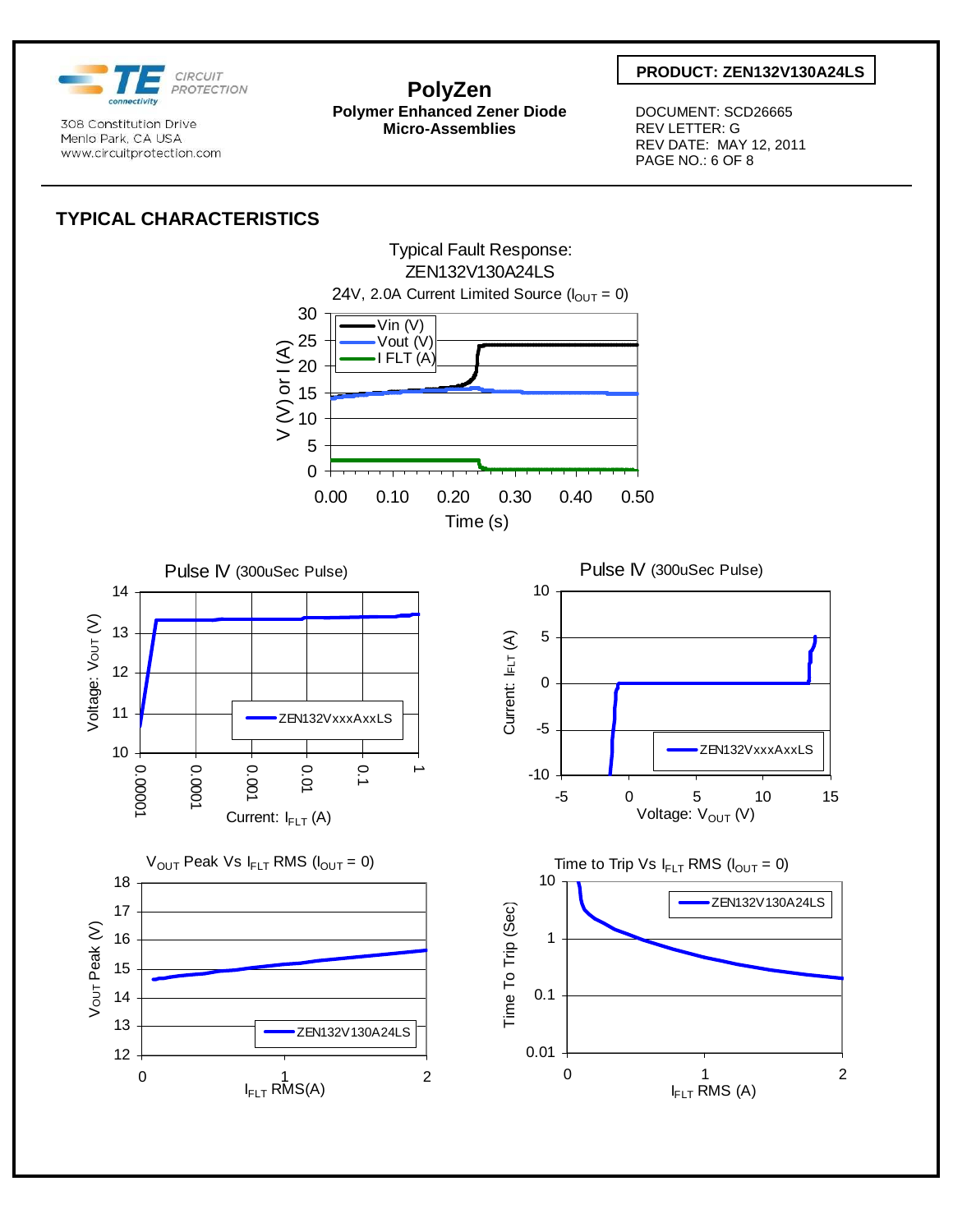## TYPICAL CHARACTERISTICS

Typical Fault Response: ZEN132V130A24LS

24V, 2.0A Current Limited Source ($I_{OUT}$ = 0)

Pulse IV (300uSec Pulse)

Pulse IV (300uSec Pulse)

$V_{OUT}$ Peak Vs $I_{FLT}$ RMS ($I_{OUT}$ = 0)

Time to Trip Vs $I_{FLT}$ RMS ($I_{OUT}$ = 0)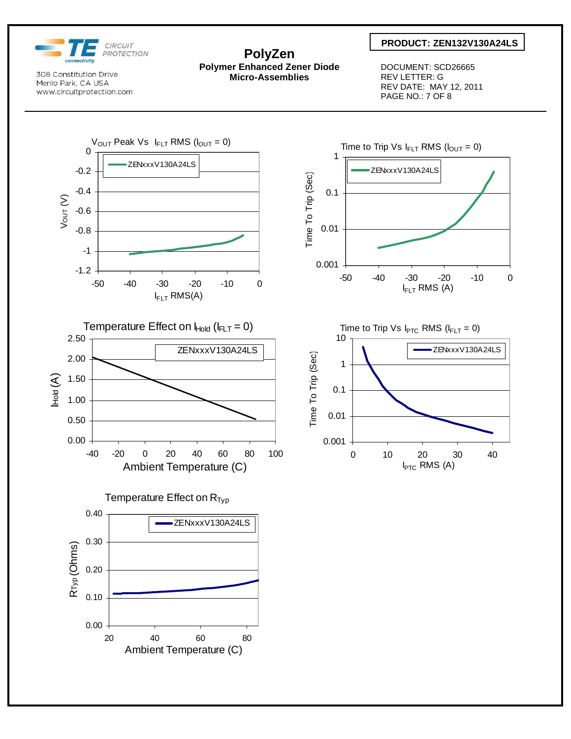# PolyZen

**Polymer Enhanced Zener Diode Micro-Assemblies**

**PRODUCT: ZEN132V130A24LS**

DOCUMENT: SCD26665
REV LETTER: G
REV DATE: MAY 12, 2011

308 Constitution Drive
Menlo Park, CA USA
www.circuitprotection.com

$V_{OUT}$ Peak Vs $I_{FLT}$ RMS ($I_{OUT}$ = 0)

Time to Trip Vs $I_{FLT}$ RMS ($I_{OUT}$ = 0)

Temperature Effect on $I_{Hold}$ ($I_{FLT}$ = 0)

Time to Trip Vs $I_{PTC}$ RMS ($I_{FLT}$ = 0)

Temperature Effect on $R_{Typ}$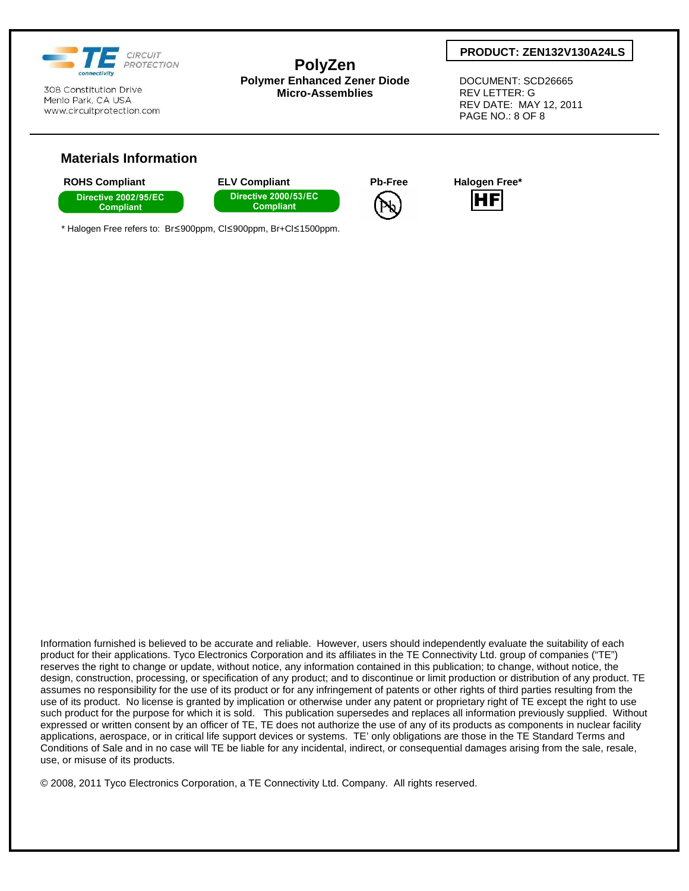## Materials Information

| ROHS Compliant | ELV Compliant | Pb-Free | Halogen Free* |
|---|---|---|---|
| Directive 2002/95/EC Compliant | Directive 2000/53/EC Compliant | Pb | HF |

* Halogen Free refers to: Br≤900ppm, Cl≤900ppm, Br+Cl≤1500ppm.

Information furnished is believed to be accurate and reliable. However, users should independently evaluate the suitability of each product for their applications. Tyco Electronics Corporation and its affiliates in the TE Connectivity Ltd. group of companies ("TE") reserves the right to change or update, without notice, any information contained in this publication; to change, without notice, the design, construction, processing, or specification of any product; and to discontinue or limit production or distribution of any product. TE assumes no responsibility for the use of its product or for any infringement of patents or other rights of third parties resulting from the use of its product. No license is granted by implication or otherwise under any patent or proprietary right of TE except the right to use such product for the purpose for which it is sold. This publication supersedes and replaces all information previously supplied. Without expressed or written consent by an officer of TE, TE does not authorize the use of any of its products as components in nuclear facility applications, aerospace, or in critical life support devices or systems. TE' only obligations are those in the TE Standard Terms and Conditions of Sale and in no case will TE be liable for any incidental, indirect, or consequential damages arising from the sale, resale, use, or misuse of its products.

© 2008, 2011 Tyco Electronics Corporation, a TE Connectivity Ltd. Company. All rights reserved.